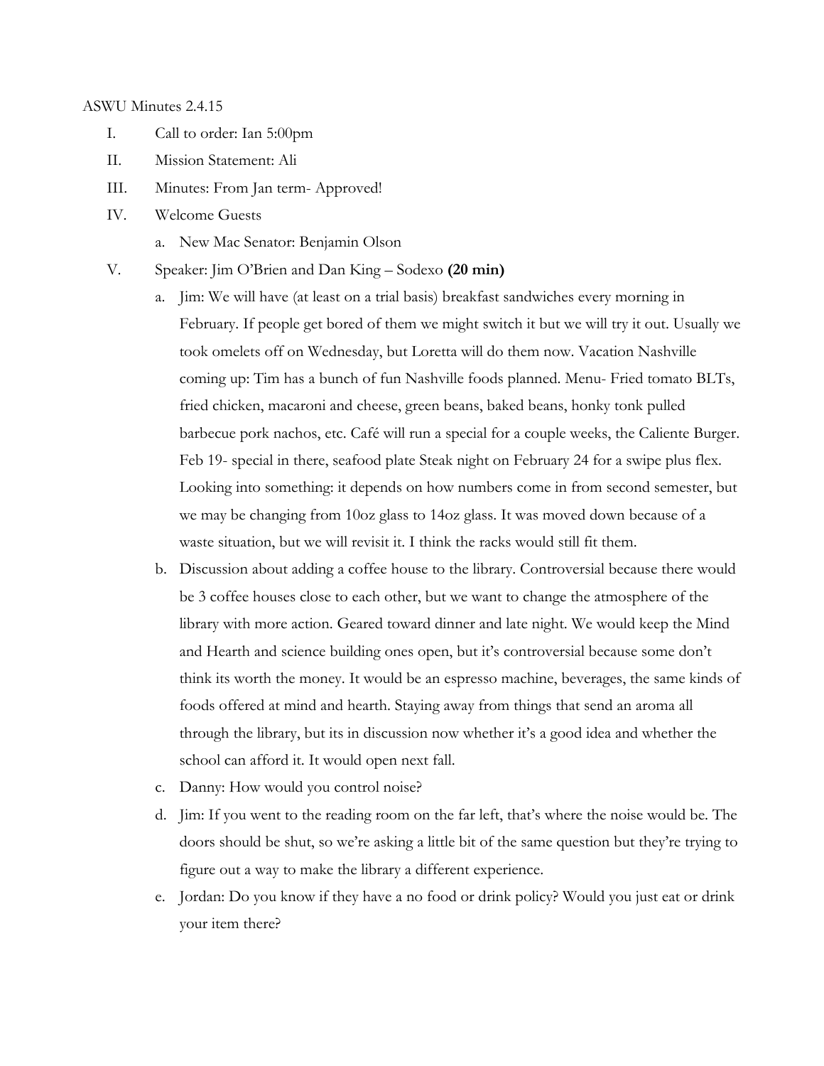ASWU Minutes 2.4.15

I. Call to order: Ian 5:00pm

II. Mission Statement: Ali

III. Minutes: From Jan term- Approved!

IV. Welcome Guests

   a. New Mac Senator: Benjamin Olson

V. Speaker: Jim O'Brien and Dan King – Sodexo **(20 min)**

   a. Jim: We will have (at least on a trial basis) breakfast sandwiches every morning in February. If people get bored of them we might switch it but we will try it out. Usually we took omelets off on Wednesday, but Loretta will do them now. Vacation Nashville coming up: Tim has a bunch of fun Nashville foods planned. Menu- Fried tomato BLTs, fried chicken, macaroni and cheese, green beans, baked beans, honky tonk pulled barbecue pork nachos, etc. Café will run a special for a couple weeks, the Caliente Burger. Feb 19- special in there, seafood plate Steak night on February 24 for a swipe plus flex. Looking into something: it depends on how numbers come in from second semester, but we may be changing from 10oz glass to 14oz glass. It was moved down because of a waste situation, but we will revisit it. I think the racks would still fit them.

   b. Discussion about adding a coffee house to the library. Controversial because there would be 3 coffee houses close to each other, but we want to change the atmosphere of the library with more action. Geared toward dinner and late night. We would keep the Mind and Hearth and science building ones open, but it's controversial because some don't think its worth the money. It would be an espresso machine, beverages, the same kinds of foods offered at mind and hearth. Staying away from things that send an aroma all through the library, but its in discussion now whether it's a good idea and whether the school can afford it. It would open next fall.

   c. Danny: How would you control noise?

   d. Jim: If you went to the reading room on the far left, that's where the noise would be. The doors should be shut, so we're asking a little bit of the same question but they're trying to figure out a way to make the library a different experience.

   e. Jordan: Do you know if they have a no food or drink policy? Would you just eat or drink your item there?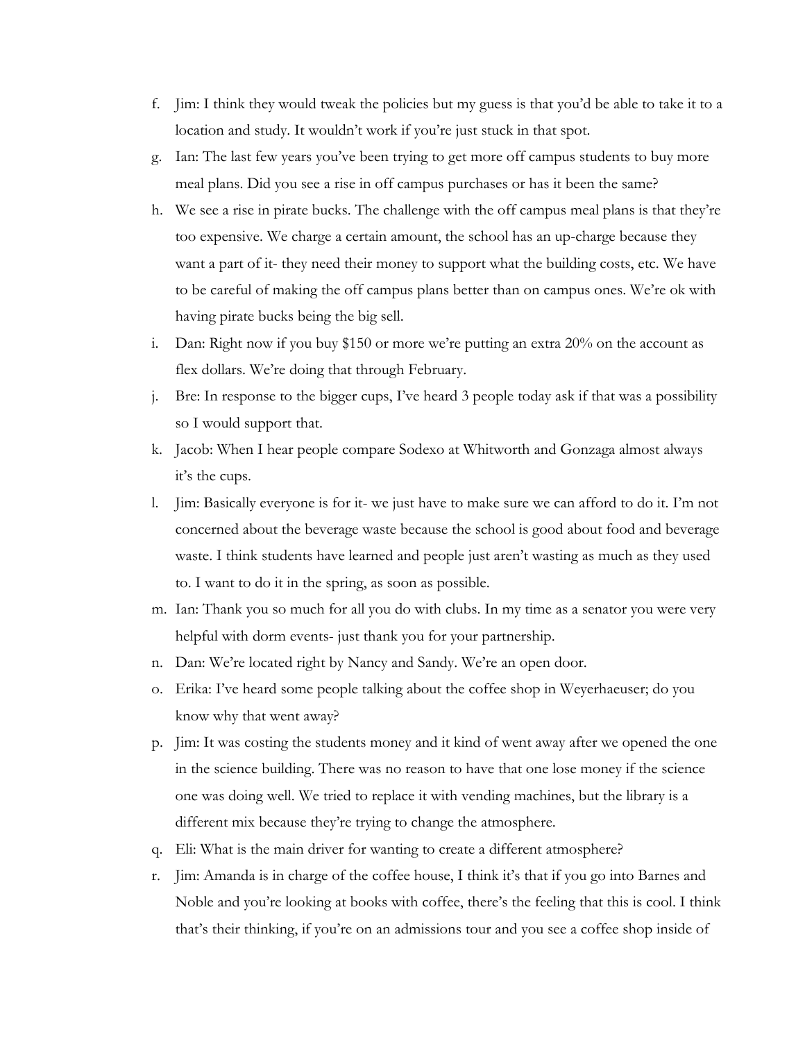f. Jim: I think they would tweak the policies but my guess is that you'd be able to take it to a location and study. It wouldn't work if you're just stuck in that spot.
g. Ian: The last few years you've been trying to get more off campus students to buy more meal plans. Did you see a rise in off campus purchases or has it been the same?
h. We see a rise in pirate bucks. The challenge with the off campus meal plans is that they're too expensive. We charge a certain amount, the school has an up-charge because they want a part of it- they need their money to support what the building costs, etc. We have to be careful of making the off campus plans better than on campus ones. We're ok with having pirate bucks being the big sell.
i. Dan: Right now if you buy $150 or more we're putting an extra 20% on the account as flex dollars. We're doing that through February.
j. Bre: In response to the bigger cups, I've heard 3 people today ask if that was a possibility so I would support that.
k. Jacob: When I hear people compare Sodexo at Whitworth and Gonzaga almost always it's the cups.
l. Jim: Basically everyone is for it- we just have to make sure we can afford to do it. I'm not concerned about the beverage waste because the school is good about food and beverage waste. I think students have learned and people just aren't wasting as much as they used to. I want to do it in the spring, as soon as possible.
m. Ian: Thank you so much for all you do with clubs. In my time as a senator you were very helpful with dorm events- just thank you for your partnership.
n. Dan: We're located right by Nancy and Sandy. We're an open door.
o. Erika: I've heard some people talking about the coffee shop in Weyerhaeuser; do you know why that went away?
p. Jim: It was costing the students money and it kind of went away after we opened the one in the science building. There was no reason to have that one lose money if the science one was doing well. We tried to replace it with vending machines, but the library is a different mix because they're trying to change the atmosphere.
q. Eli: What is the main driver for wanting to create a different atmosphere?
r. Jim: Amanda is in charge of the coffee house, I think it's that if you go into Barnes and Noble and you're looking at books with coffee, there's the feeling that this is cool. I think that's their thinking, if you're on an admissions tour and you see a coffee shop inside of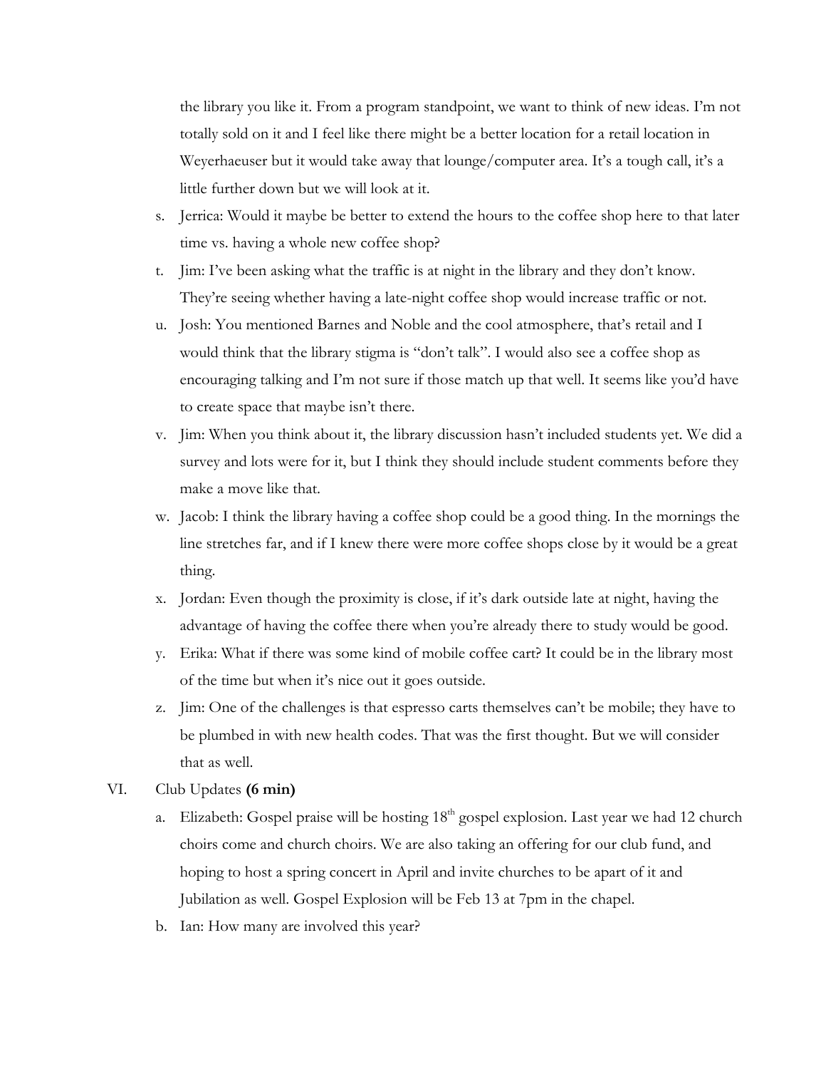the library you like it. From a program standpoint, we want to think of new ideas. I'm not totally sold on it and I feel like there might be a better location for a retail location in Weyerhaeuser but it would take away that lounge/computer area. It's a tough call, it's a little further down but we will look at it.

s. Jerrica: Would it maybe be better to extend the hours to the coffee shop here to that later time vs. having a whole new coffee shop?
t. Jim: I've been asking what the traffic is at night in the library and they don't know. They're seeing whether having a late-night coffee shop would increase traffic or not.
u. Josh: You mentioned Barnes and Noble and the cool atmosphere, that's retail and I would think that the library stigma is "don't talk". I would also see a coffee shop as encouraging talking and I'm not sure if those match up that well. It seems like you'd have to create space that maybe isn't there.
v. Jim: When you think about it, the library discussion hasn't included students yet. We did a survey and lots were for it, but I think they should include student comments before they make a move like that.
w. Jacob: I think the library having a coffee shop could be a good thing. In the mornings the line stretches far, and if I knew there were more coffee shops close by it would be a great thing.
x. Jordan: Even though the proximity is close, if it's dark outside late at night, having the advantage of having the coffee there when you're already there to study would be good.
y. Erika: What if there was some kind of mobile coffee cart? It could be in the library most of the time but when it's nice out it goes outside.
z. Jim: One of the challenges is that espresso carts themselves can't be mobile; they have to be plumbed in with new health codes. That was the first thought. But we will consider that as well.

VI. Club Updates **(6 min)**

a. Elizabeth: Gospel praise will be hosting 18th gospel explosion. Last year we had 12 church choirs come and church choirs. We are also taking an offering for our club fund, and hoping to host a spring concert in April and invite churches to be apart of it and Jubilation as well. Gospel Explosion will be Feb 13 at 7pm in the chapel.
b. Ian: How many are involved this year?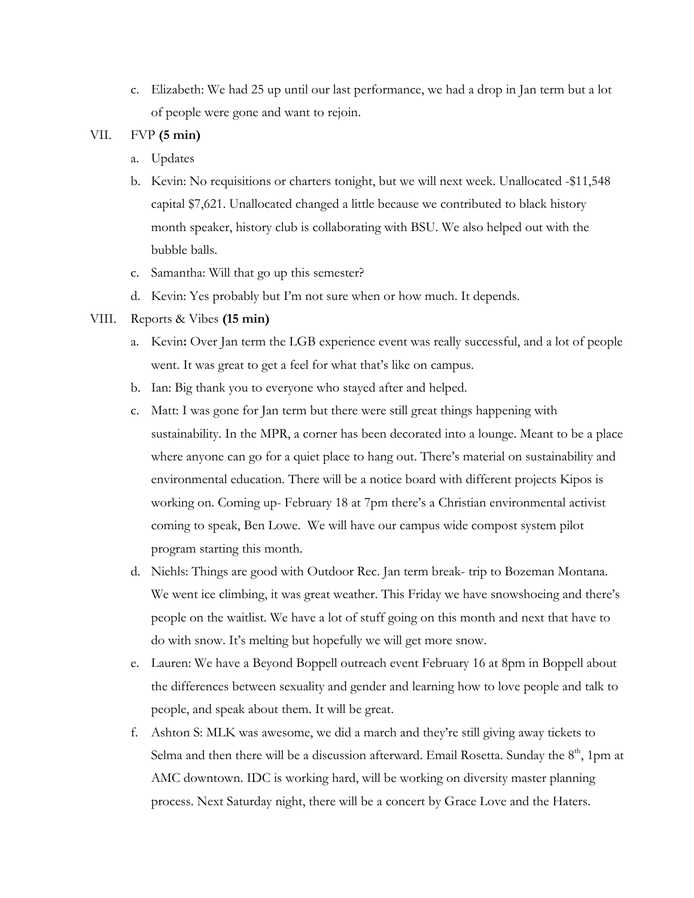c. Elizabeth: We had 25 up until our last performance, we had a drop in Jan term but a lot of people were gone and want to rejoin.

VII. FVP **(5 min)**

a. Updates

b. Kevin: No requisitions or charters tonight, but we will next week. Unallocated -$11,548 capital $7,621. Unallocated changed a little because we contributed to black history month speaker, history club is collaborating with BSU. We also helped out with the bubble balls.

c. Samantha: Will that go up this semester?

d. Kevin: Yes probably but I'm not sure when or how much. It depends.

VIII. Reports & Vibes **(15 min)**

a. Kevin**:** Over Jan term the LGB experience event was really successful, and a lot of people went. It was great to get a feel for what that's like on campus.

b. Ian: Big thank you to everyone who stayed after and helped.

c. Matt: I was gone for Jan term but there were still great things happening with sustainability. In the MPR, a corner has been decorated into a lounge. Meant to be a place where anyone can go for a quiet place to hang out. There's material on sustainability and environmental education. There will be a notice board with different projects Kipos is working on. Coming up- February 18 at 7pm there's a Christian environmental activist coming to speak, Ben Lowe. We will have our campus wide compost system pilot program starting this month.

d. Niehls: Things are good with Outdoor Rec. Jan term break- trip to Bozeman Montana. We went ice climbing, it was great weather. This Friday we have snowshoeing and there's people on the waitlist. We have a lot of stuff going on this month and next that have to do with snow. It's melting but hopefully we will get more snow.

e. Lauren: We have a Beyond Boppell outreach event February 16 at 8pm in Boppell about the differences between sexuality and gender and learning how to love people and talk to people, and speak about them. It will be great.

f. Ashton S: MLK was awesome, we did a march and they're still giving away tickets to Selma and then there will be a discussion afterward. Email Rosetta. Sunday the 8th, 1pm at AMC downtown. IDC is working hard, will be working on diversity master planning process. Next Saturday night, there will be a concert by Grace Love and the Haters.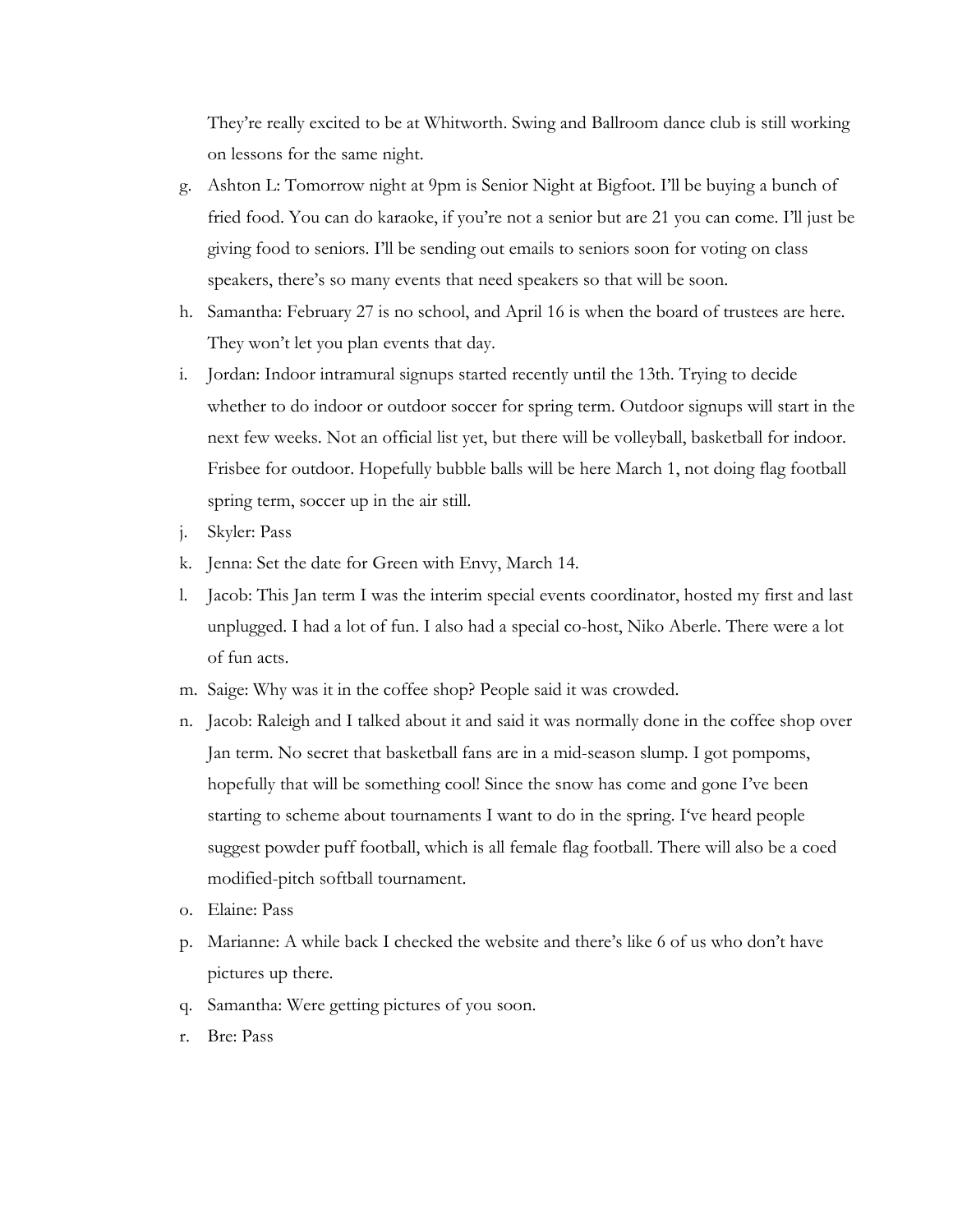They're really excited to be at Whitworth. Swing and Ballroom dance club is still working on lessons for the same night.

g. Ashton L: Tomorrow night at 9pm is Senior Night at Bigfoot. I'll be buying a bunch of fried food. You can do karaoke, if you're not a senior but are 21 you can come. I'll just be giving food to seniors. I'll be sending out emails to seniors soon for voting on class speakers, there's so many events that need speakers so that will be soon.
h. Samantha: February 27 is no school, and April 16 is when the board of trustees are here. They won't let you plan events that day.
i. Jordan: Indoor intramural signups started recently until the 13th. Trying to decide whether to do indoor or outdoor soccer for spring term. Outdoor signups will start in the next few weeks. Not an official list yet, but there will be volleyball, basketball for indoor. Frisbee for outdoor. Hopefully bubble balls will be here March 1, not doing flag football spring term, soccer up in the air still.
j. Skyler: Pass
k. Jenna: Set the date for Green with Envy, March 14.
l. Jacob: This Jan term I was the interim special events coordinator, hosted my first and last unplugged. I had a lot of fun. I also had a special co-host, Niko Aberle. There were a lot of fun acts.
m. Saige: Why was it in the coffee shop? People said it was crowded.
n. Jacob: Raleigh and I talked about it and said it was normally done in the coffee shop over Jan term. No secret that basketball fans are in a mid-season slump. I got pompoms, hopefully that will be something cool! Since the snow has come and gone I've been starting to scheme about tournaments I want to do in the spring. I've heard people suggest powder puff football, which is all female flag football. There will also be a coed modified-pitch softball tournament.
o. Elaine: Pass
p. Marianne: A while back I checked the website and there's like 6 of us who don't have pictures up there.
q. Samantha: Were getting pictures of you soon.
r. Bre: Pass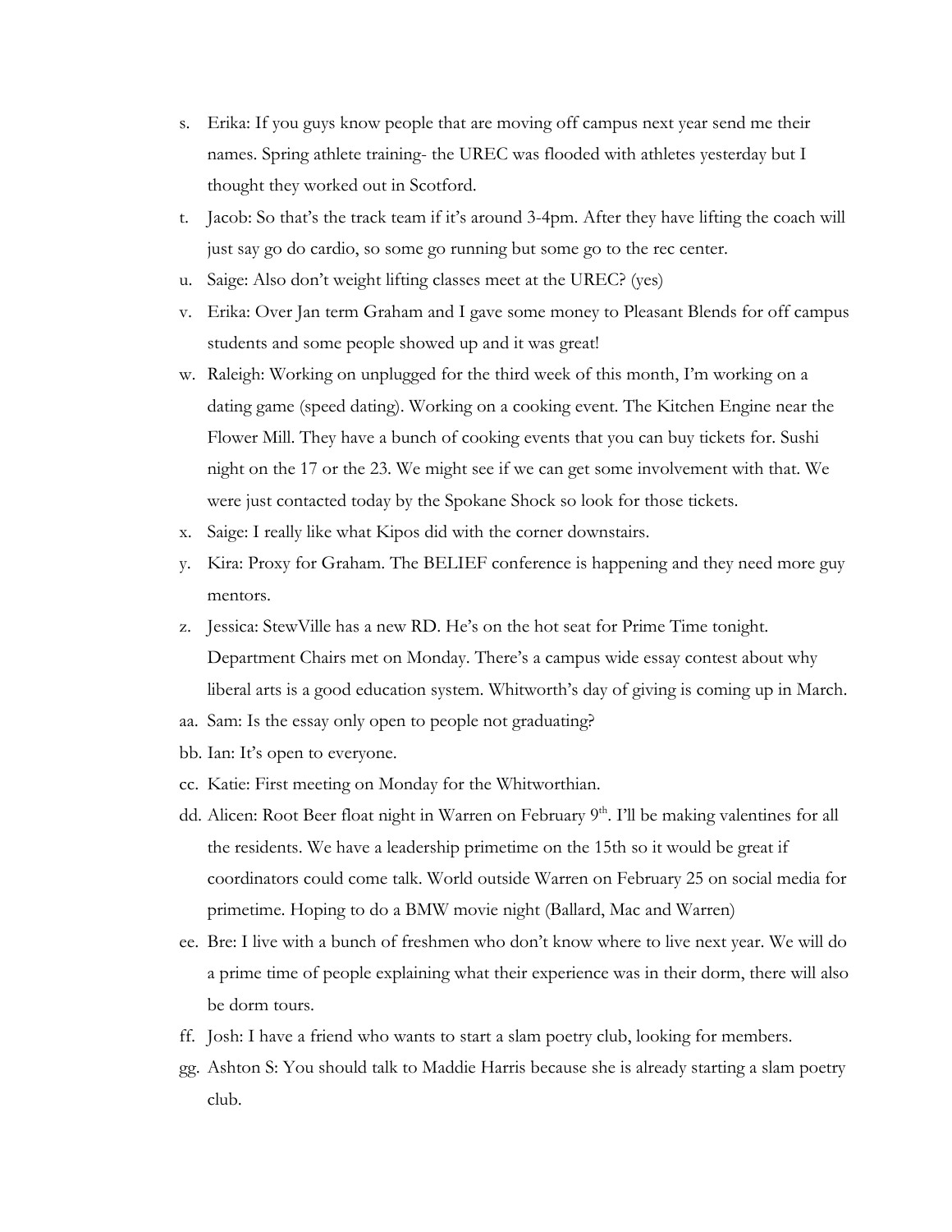s. Erika: If you guys know people that are moving off campus next year send me their names. Spring athlete training- the UREC was flooded with athletes yesterday but I thought they worked out in Scotford.
t. Jacob: So that's the track team if it's around 3-4pm. After they have lifting the coach will just say go do cardio, so some go running but some go to the rec center.
u. Saige: Also don't weight lifting classes meet at the UREC? (yes)
v. Erika: Over Jan term Graham and I gave some money to Pleasant Blends for off campus students and some people showed up and it was great!
w. Raleigh: Working on unplugged for the third week of this month, I'm working on a dating game (speed dating). Working on a cooking event. The Kitchen Engine near the Flower Mill. They have a bunch of cooking events that you can buy tickets for. Sushi night on the 17 or the 23. We might see if we can get some involvement with that. We were just contacted today by the Spokane Shock so look for those tickets.
x. Saige: I really like what Kipos did with the corner downstairs.
y. Kira: Proxy for Graham. The BELIEF conference is happening and they need more guy mentors.
z. Jessica: StewVille has a new RD. He's on the hot seat for Prime Time tonight. Department Chairs met on Monday. There's a campus wide essay contest about why liberal arts is a good education system. Whitworth's day of giving is coming up in March.
aa. Sam: Is the essay only open to people not graduating?
bb. Ian: It's open to everyone.
cc. Katie: First meeting on Monday for the Whitworthian.
dd. Alicen: Root Beer float night in Warren on February 9th. I'll be making valentines for all the residents. We have a leadership primetime on the 15th so it would be great if coordinators could come talk. World outside Warren on February 25 on social media for primetime. Hoping to do a BMW movie night (Ballard, Mac and Warren)
ee. Bre: I live with a bunch of freshmen who don't know where to live next year. We will do a prime time of people explaining what their experience was in their dorm, there will also be dorm tours.
ff. Josh: I have a friend who wants to start a slam poetry club, looking for members.
gg. Ashton S: You should talk to Maddie Harris because she is already starting a slam poetry club.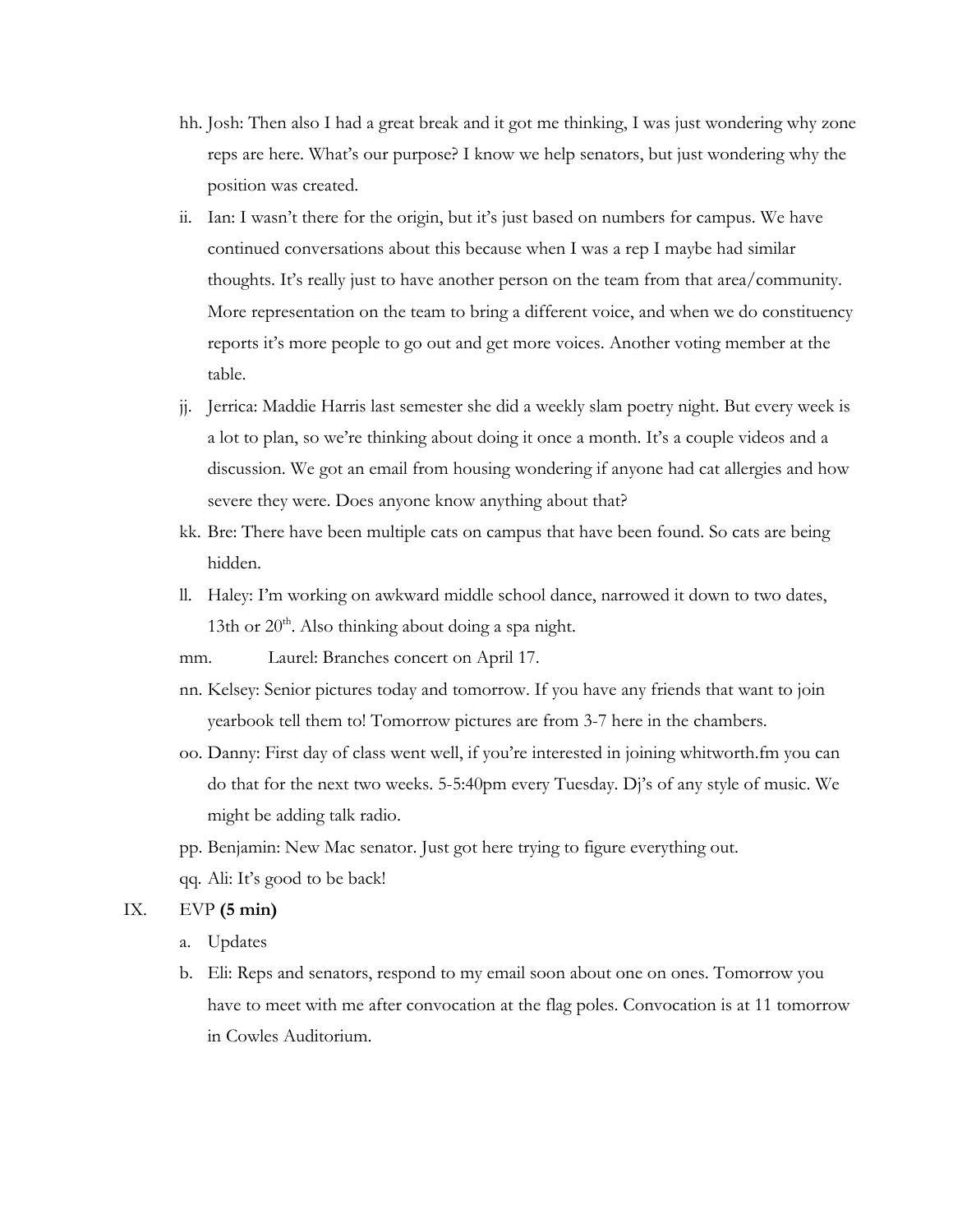hh. Josh: Then also I had a great break and it got me thinking, I was just wondering why zone reps are here. What's our purpose? I know we help senators, but just wondering why the position was created.

ii. Ian: I wasn't there for the origin, but it's just based on numbers for campus. We have continued conversations about this because when I was a rep I maybe had similar thoughts. It's really just to have another person on the team from that area/community. More representation on the team to bring a different voice, and when we do constituency reports it's more people to go out and get more voices. Another voting member at the table.

jj. Jerrica: Maddie Harris last semester she did a weekly slam poetry night. But every week is a lot to plan, so we're thinking about doing it once a month. It's a couple videos and a discussion. We got an email from housing wondering if anyone had cat allergies and how severe they were. Does anyone know anything about that?

kk. Bre: There have been multiple cats on campus that have been found. So cats are being hidden.

ll. Haley: I'm working on awkward middle school dance, narrowed it down to two dates, 13th or 20th. Also thinking about doing a spa night.

mm. Laurel: Branches concert on April 17.

nn. Kelsey: Senior pictures today and tomorrow. If you have any friends that want to join yearbook tell them to! Tomorrow pictures are from 3-7 here in the chambers.

oo. Danny: First day of class went well, if you're interested in joining whitworth.fm you can do that for the next two weeks. 5-5:40pm every Tuesday. Dj's of any style of music. We might be adding talk radio.

pp. Benjamin: New Mac senator. Just got here trying to figure everything out.

qq. Ali: It's good to be back!

IX. EVP **(5 min)**

a. Updates

b. Eli: Reps and senators, respond to my email soon about one on ones. Tomorrow you have to meet with me after convocation at the flag poles. Convocation is at 11 tomorrow in Cowles Auditorium.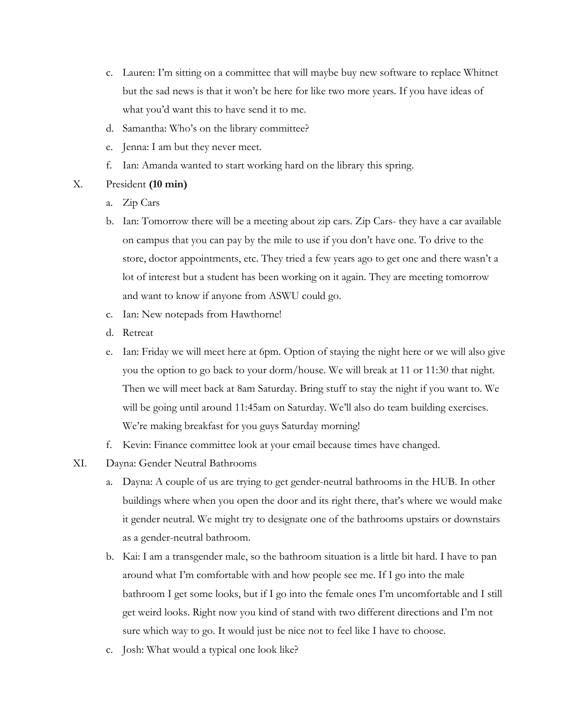c. Lauren: I'm sitting on a committee that will maybe buy new software to replace Whitnet but the sad news is that it won't be here for like two more years. If you have ideas of what you'd want this to have send it to me.

d. Samantha: Who's on the library committee?

e. Jenna: I am but they never meet.

f. Ian: Amanda wanted to start working hard on the library this spring.

X. President **(10 min)**

a. Zip Cars

b. Ian: Tomorrow there will be a meeting about zip cars. Zip Cars- they have a car available on campus that you can pay by the mile to use if you don't have one. To drive to the store, doctor appointments, etc. They tried a few years ago to get one and there wasn't a lot of interest but a student has been working on it again. They are meeting tomorrow and want to know if anyone from ASWU could go.

c. Ian: New notepads from Hawthorne!

d. Retreat

e. Ian: Friday we will meet here at 6pm. Option of staying the night here or we will also give you the option to go back to your dorm/house. We will break at 11 or 11:30 that night. Then we will meet back at 8am Saturday. Bring stuff to stay the night if you want to. We will be going until around 11:45am on Saturday. We'll also do team building exercises. We're making breakfast for you guys Saturday morning!

f. Kevin: Finance committee look at your email because times have changed.

XI. Dayna: Gender Neutral Bathrooms

a. Dayna: A couple of us are trying to get gender-neutral bathrooms in the HUB. In other buildings where when you open the door and its right there, that's where we would make it gender neutral. We might try to designate one of the bathrooms upstairs or downstairs as a gender-neutral bathroom.

b. Kai: I am a transgender male, so the bathroom situation is a little bit hard. I have to pan around what I'm comfortable with and how people see me. If I go into the male bathroom I get some looks, but if I go into the female ones I'm uncomfortable and I still get weird looks. Right now you kind of stand with two different directions and I'm not sure which way to go. It would just be nice not to feel like I have to choose.

c. Josh: What would a typical one look like?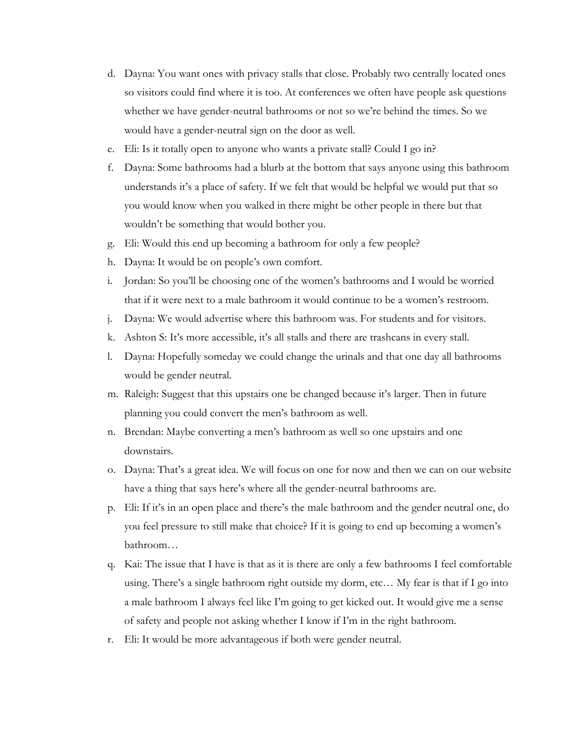d. Dayna: You want ones with privacy stalls that close. Probably two centrally located ones so visitors could find where it is too. At conferences we often have people ask questions whether we have gender-neutral bathrooms or not so we're behind the times. So we would have a gender-neutral sign on the door as well.
e. Eli: Is it totally open to anyone who wants a private stall? Could I go in?
f. Dayna: Some bathrooms had a blurb at the bottom that says anyone using this bathroom understands it's a place of safety. If we felt that would be helpful we would put that so you would know when you walked in there might be other people in there but that wouldn't be something that would bother you.
g. Eli: Would this end up becoming a bathroom for only a few people?
h. Dayna: It would be on people's own comfort.
i. Jordan: So you'll be choosing one of the women's bathrooms and I would be worried that if it were next to a male bathroom it would continue to be a women's restroom.
j. Dayna: We would advertise where this bathroom was. For students and for visitors.
k. Ashton S: It's more accessible, it's all stalls and there are trashcans in every stall.
l. Dayna: Hopefully someday we could change the urinals and that one day all bathrooms would be gender neutral.
m. Raleigh: Suggest that this upstairs one be changed because it's larger. Then in future planning you could convert the men's bathroom as well.
n. Brendan: Maybe converting a men's bathroom as well so one upstairs and one downstairs.
o. Dayna: That's a great idea. We will focus on one for now and then we can on our website have a thing that says here's where all the gender-neutral bathrooms are.
p. Eli: If it's in an open place and there's the male bathroom and the gender neutral one, do you feel pressure to still make that choice? If it is going to end up becoming a women's bathroom…
q. Kai: The issue that I have is that as it is there are only a few bathrooms I feel comfortable using. There's a single bathroom right outside my dorm, etc… My fear is that if I go into a male bathroom I always feel like I'm going to get kicked out. It would give me a sense of safety and people not asking whether I know if I'm in the right bathroom.
r. Eli: It would be more advantageous if both were gender neutral.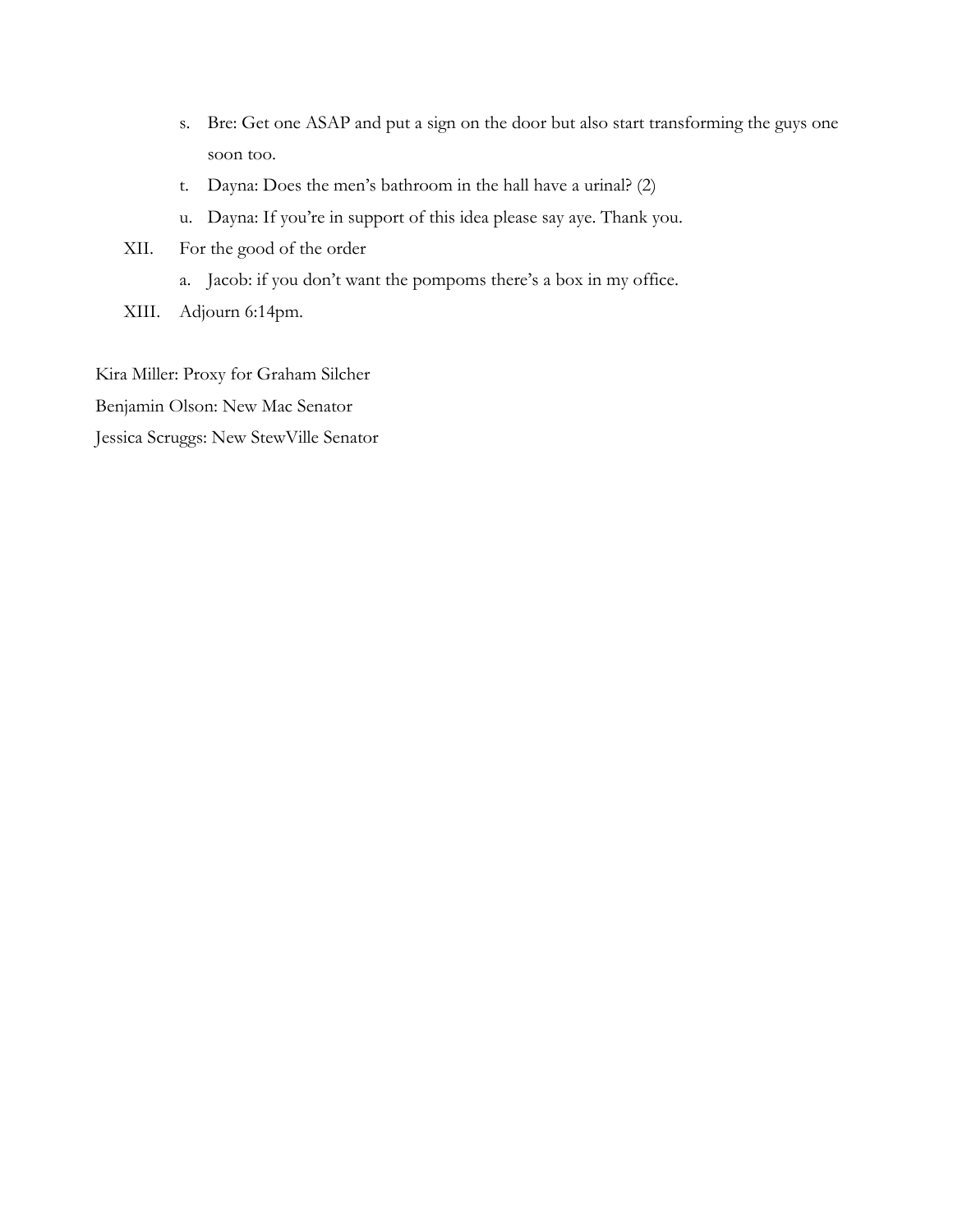s. Bre: Get one ASAP and put a sign on the door but also start transforming the guys one soon too.

t. Dayna: Does the men's bathroom in the hall have a urinal? (2)

u. Dayna: If you're in support of this idea please say aye. Thank you.

XII. For the good of the order

a. Jacob: if you don't want the pompoms there's a box in my office.

XIII. Adjourn 6:14pm.

Kira Miller: Proxy for Graham Silcher

Benjamin Olson: New Mac Senator

Jessica Scruggs: New StewVille Senator